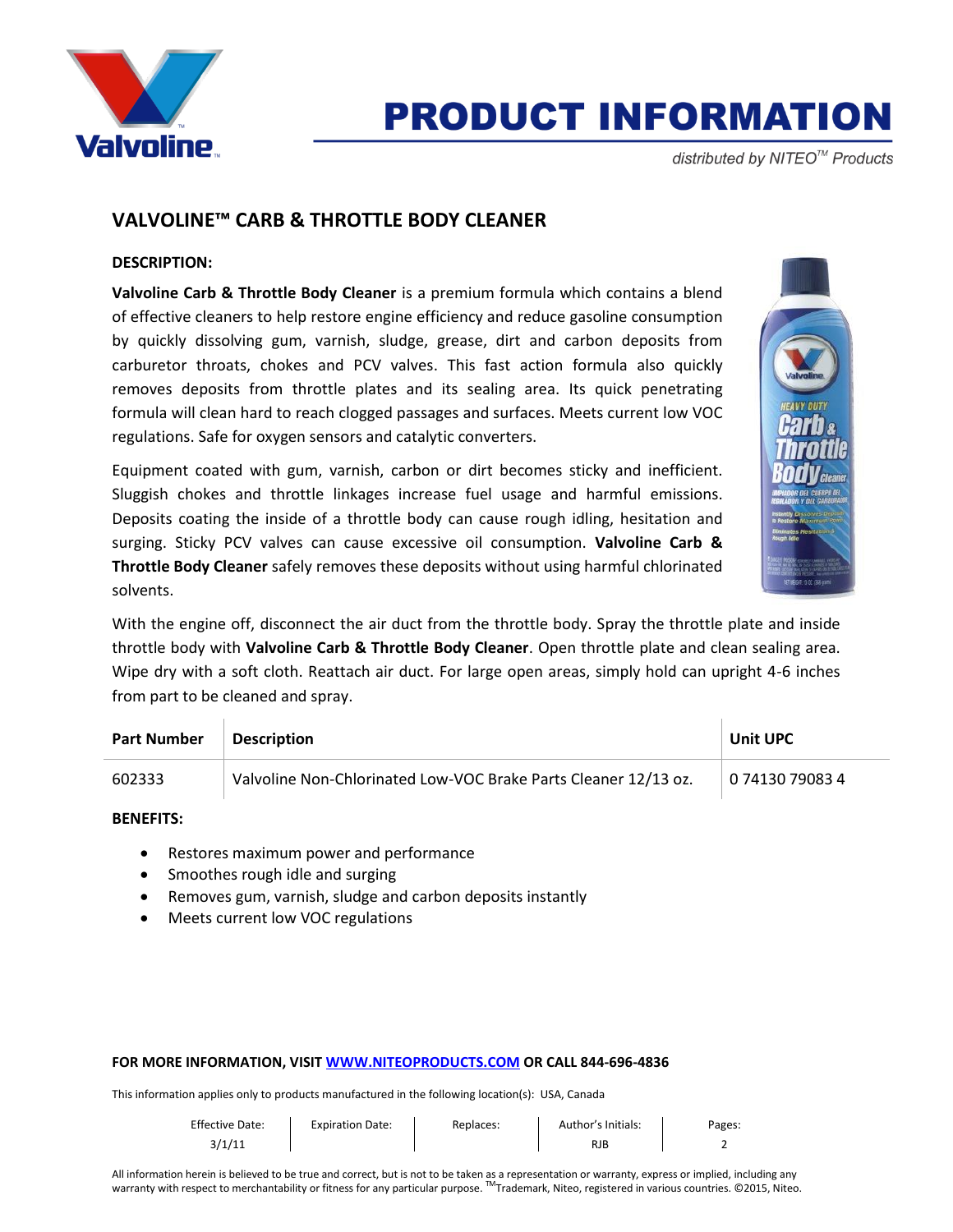# PRODUCT INFORMATION

distributed by NITEO™ Products

## VALVOLINE™ CARB & THROTTLE BODY CLEANER

**DESCRIPTION:**

**Valvoline Carb & Throttle Body Cleaner** is a premium formula which contains a blend of effective cleaners to help restore engine efficiency and reduce gasoline consumption by quickly dissolving gum, varnish, sludge, grease, dirt and carbon deposits from carburetor throats, chokes and PCV valves. This fast action formula also quickly removes deposits from throttle plates and its sealing area. Its quick penetrating formula will clean hard to reach clogged passages and surfaces. Meets current low VOC regulations. Safe for oxygen sensors and catalytic converters.

Equipment coated with gum, varnish, carbon or dirt becomes sticky and inefficient. Sluggish chokes and throttle linkages increase fuel usage and harmful emissions. Deposits coating the inside of a throttle body can cause rough idling, hesitation and surging. Sticky PCV valves can cause excessive oil consumption. **Valvoline Carb & Throttle Body Cleaner** safely removes these deposits without using harmful chlorinated solvents.

With the engine off, disconnect the air duct from the throttle body. Spray the throttle plate and inside throttle body with **Valvoline Carb & Throttle Body Cleaner**. Open throttle plate and clean sealing area. Wipe dry with a soft cloth. Reattach air duct. For large open areas, simply hold can upright 4-6 inches from part to be cleaned and spray.

| Part Number | Description | Unit UPC |
|---|---|---|
| 602333 | Valvoline Non-Chlorinated Low-VOC Brake Parts Cleaner 12/13 oz. | 0 74130 79083 4 |

**BENEFITS:**

- Restores maximum power and performance
- Smoothes rough idle and surging
- Removes gum, varnish, sludge and carbon deposits instantly
- Meets current low VOC regulations

**FOR MORE INFORMATION, VISIT WWW.NITEOPRODUCTS.COM OR CALL 844-696-4836**

This information applies only to products manufactured in the following location(s): USA, Canada

| Effective Date: | Expiration Date: | Replaces: | Author's Initials: | Pages: |
|---|---|---|---|---|
| 3/1/11 | | | RJB | 2 |

All information herein is believed to be true and correct, but is not to be taken as a representation or warranty, express or implied, including any warranty with respect to merchantability or fitness for any particular purpose. ™Trademark, Niteo, registered in various countries. ©2015, Niteo.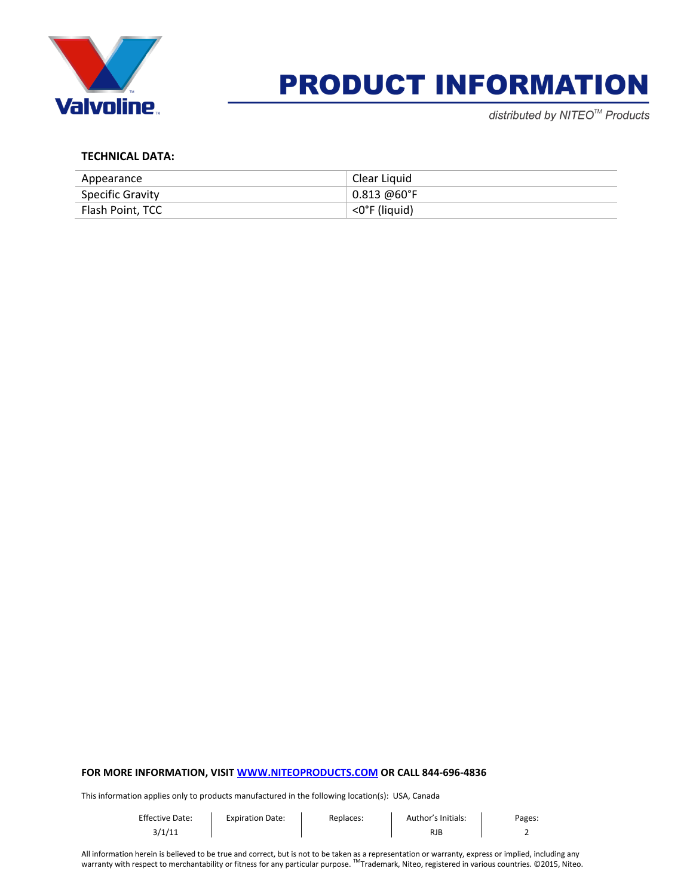# PRODUCT INFORMATION

*distributed by NITEO™ Products*

**TECHNICAL DATA:**

| | |
|---|---|
| Appearance | Clear Liquid |
| Specific Gravity | 0.813 @60°F |
| Flash Point, TCC | <0°F (liquid) |

**FOR MORE INFORMATION, VISIT WWW.NITEOPRODUCTS.COM OR CALL 844-696-4836**

This information applies only to products manufactured in the following location(s): USA, Canada

| Effective Date: | Expiration Date: | Replaces: | Author's Initials: | Pages: |
|---|---|---|---|---|
| 3/1/11 | | | RJB | 2 |

All information herein is believed to be true and correct, but is not to be taken as a representation or warranty, express or implied, including any warranty with respect to merchantability or fitness for any particular purpose. ™Trademark, Niteo, registered in various countries. ©2015, Niteo.